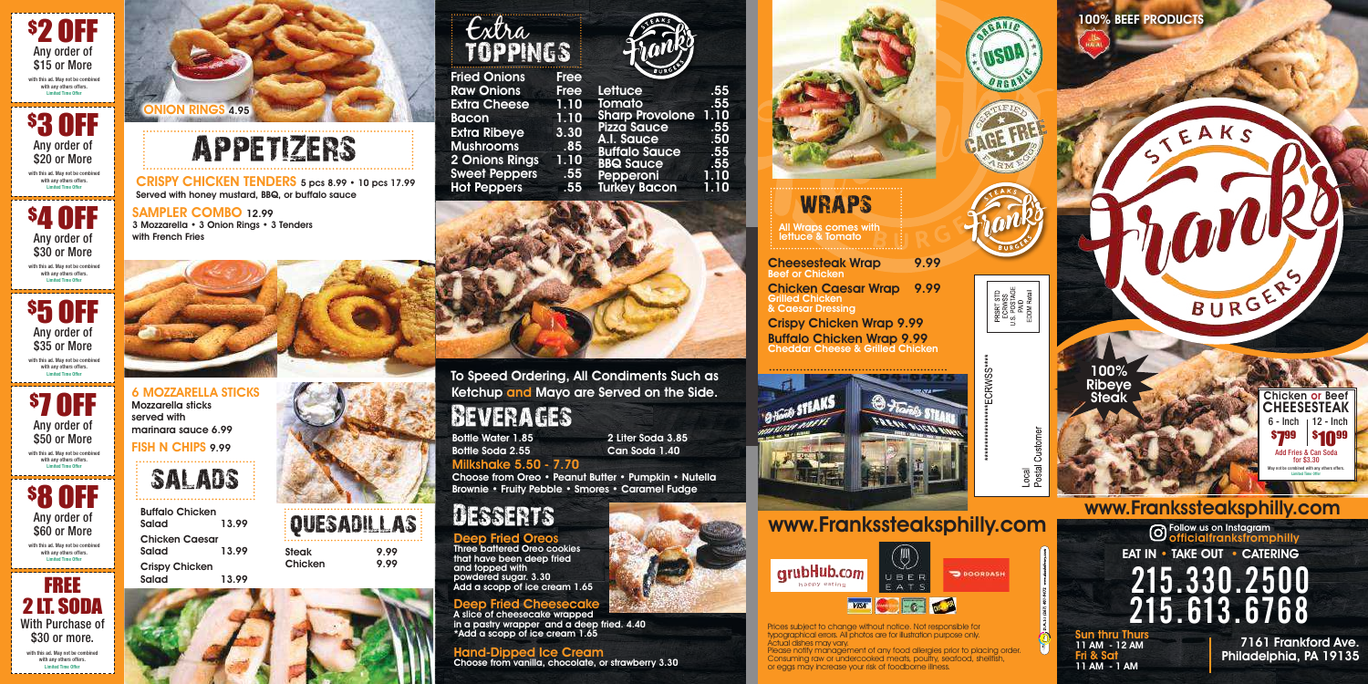## $2 OFF
Any order of $15 or More

with this ad. May not be combined with any others offers. Limited Time Offer

## $3 OFF
Any order of $20 or More

with this ad. May not be combined with any others offers. Limited Time Offer

## $4 OFF
Any order of $30 or More

with this ad. May not be combined with any others offers. Limited Time Offer

## $5 OFF
Any order of $35 or More

with this ad. May not be combined with any others offers. Limited Time Offer

## $7 OFF
Any order of $50 or More

with this ad. May not be combined with any others offers. Limited Time Offer

## $8 OFF
Any order of $60 or More

with this ad. May not be combined with any others offers. Limited Time Offer

## FREE 2 LT. SODA
With Purchase of $30 or more.

with this ad. May not be combined with any others offers. Limited Time Offer

**ONION RINGS 4.95**

# APPETIZERS

**CRISPY CHICKEN TENDERS** 5 pcs 8.99 • 10 pcs 17.99
Served with honey mustard, BBQ, or buffalo sauce

**SAMPLER COMBO** 12.99
3 Mozzarella • 3 Onion Rings • 3 Tenders with French Fries

**6 MOZZARELLA STICKS**
Mozzarella sticks served with marinara sauce 6.99

**FISH N CHIPS** 9.99

# SALADS

| | |
|---|---|
| Buffalo Chicken Salad | 13.99 |
| Chicken Caesar Salad | 13.99 |
| Crispy Chicken Salad | 13.99 |

# QUESADILLAS

| | |
|---|---|
| Steak | 9.99 |
| Chicken | 9.99 |

# Extra TOPPINGS

| | | | |
|---|---|---|---|
| Fried Onions | Free | Lettuce | .55 |
| Raw Onions | Free | Tomato | .55 |
| Extra Cheese | 1.10 | Sharp Provolone | 1.10 |
| Bacon | 1.10 | Pizza Sauce | .55 |
| Extra Ribeye | 3.30 | A.1. Sauce | .50 |
| Mushrooms | .85 | Buffalo Sauce | .55 |
| 2 Onions Rings | 1.10 | BBQ Sauce | .55 |
| Sweet Peppers | .55 | Pepperoni | 1.10 |
| Hot Peppers | .55 | Turkey Bacon | 1.10 |

To Speed Ordering, All Condiments Such as Ketchup and Mayo are Served on the Side.

# BEVERAGES

| | |
|---|---|
| Bottle Water 1.85 | 2 Liter Soda 3.85 |
| Bottle Soda 2.55 | Can Soda 1.40 |

**Milkshake 5.50 - 7.70**
Choose from Oreo • Peanut Butter • Pumpkin • Nutella Brownie • Fruity Pebble • Smores • Caramel Fudge

# DESSERTS

**Deep Fried Oreos**
Three battered Oreo cookies that have been deep fried and topped with powdered sugar. 3.30
Add a scoop of ice cream 1.65

**Deep Fried Cheesecake**
A slice of cheesecake wrapped in a pastry wrapper and a deep fried. 4.40
*Add a scoop of ice cream 1.65

**Hand-Dipped Ice Cream**
Choose from vanilla, chocolate, or strawberry 3.30

# WRAPS

All Wraps comes with lettuce & Tomato

**Cheesesteak Wrap** 9.99
Beef or Chicken

**Chicken Caesar Wrap** 9.99
Grilled Chicken & Caesar Dressing

**Crispy Chicken Wrap 9.99**

**Buffalo Chicken Wrap 9.99**
Cheddar Cheese & Grilled Chicken

PRSRT STD ECRWSS U.S. POSTAGE PAID EDDM Retail

****************ECRWSS****

Local Postal Customer

## www.Frankssteaksphilly.com

grubHub.com UBER EATS DOORDASH

Prices subject to change without notice. Not responsible for typographical errors. All photos are for illustration purpose only. Actual dishes may vary.
Please notify management of any food allergies prior to placing order. Consuming raw or undercooked meats, poultry, seafood, shellfish, or eggs may increase your risk of foodborne illness.

100% BEEF PRODUCTS

Frank's STEAKS BURGERS

100% Ribeye Steak

**Chicken or Beef CHEESESTEAK**
6 - Inch | 12 - Inch
$7.99 | $10.99
Add Fries & Can Soda for $3.30
May not be combined with any others offers. Limited Time Offer

## www.Frankssteaksphilly.com

Follow us on Instagram **officialfrankssteaksphilly**

**EAT IN • TAKE OUT • CATERING**

# 215.330.2500
# 215.613.6768

**Sun thru Thurs**
11 AM - 12 AM
**Fri & Sat**
11 AM - 1 AM

**7161 Frankford Ave. Philadelphia, PA 19135**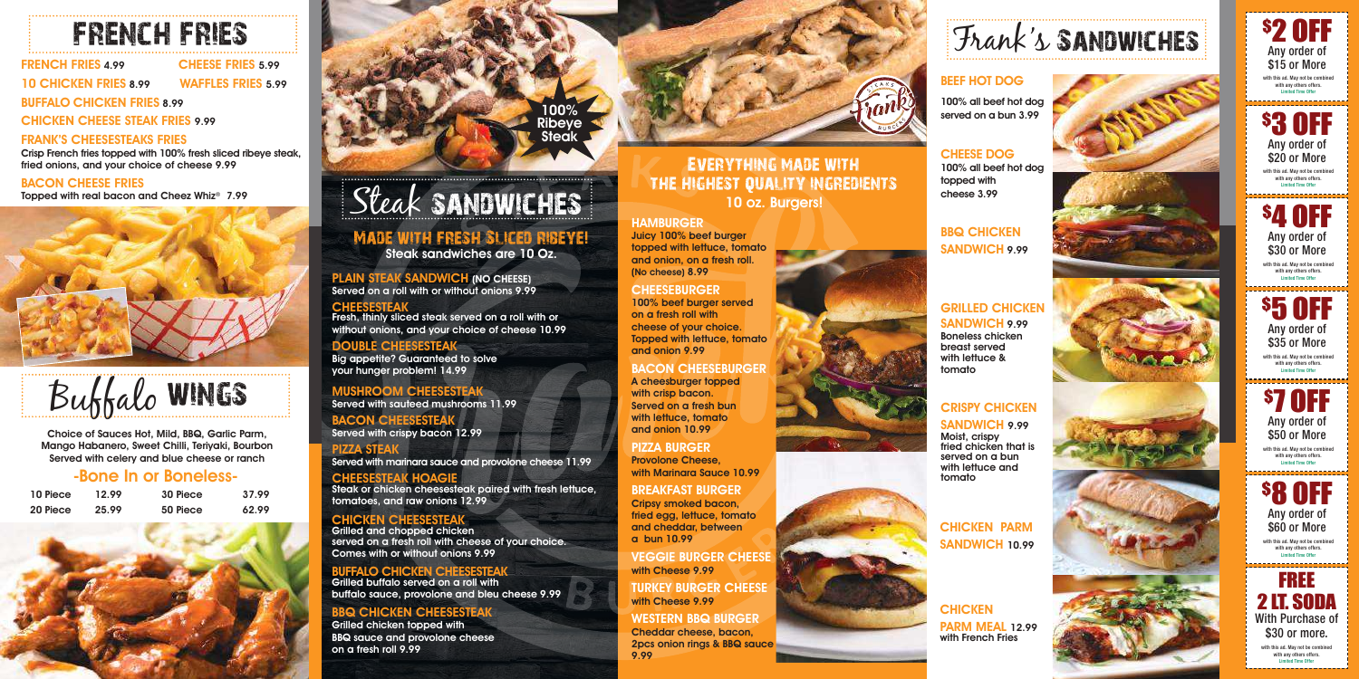# FRENCH FRIES

**FRENCH FRIES** 4.99
**CHEESE FRIES** 5.99
**10 CHICKEN FRIES** 8.99
**WAFFLES FRIES** 5.99
**BUFFALO CHICKEN FRIES** 8.99
**CHICKEN CHEESE STEAK FRIES** 9.99

**FRANK'S CHEESESTEAKS FRIES**
Crisp French fries topped with 100% fresh sliced ribeye steak, fried onions, and your choice of cheese 9.99

**BACON CHEESE FRIES**
Topped with real bacon and Cheez Whiz® 7.99

# Buffalo WINGS

Choice of Sauces Hot, Mild, BBQ, Garlic Parm, Mango Habanero, Sweet Chilli, Teriyaki, Bourbon
Served with celery and blue cheese or ranch

## -Bone In or Boneless-

| | | | |
|---|---|---|---|
| 10 Piece | 12.99 | 30 Piece | 37.99 |
| 20 Piece | 25.99 | 50 Piece | 62.99 |

100% Ribeye Steak

# Steak SANDWICHES

## MADE WITH FRESH SLICED RIBEYE!

Steak sandwiches are 10 Oz.

**PLAIN STEAK SANDWICH (NO CHEESE)**
Served on a roll with or without onions 9.99

**CHEESESTEAK**
Fresh, thinly sliced steak served on a roll with or without onions, and your choice of cheese 10.99

**DOUBLE CHEESESTEAK**
Big appetite? Guaranteed to solve your hunger problem! 14.99

**MUSHROOM CHEESESTEAK**
Served with sauteed mushrooms 11.99

**BACON CHEESESTEAK**
Served with crispy bacon 12.99

**PIZZA STEAK**
Served with marinara sauce and provolone cheese 11.99

**CHEESESTEAK HOAGIE**
Steak or chicken cheesesteak paired with fresh lettuce, tomatoes, and raw onions 12.99

**CHICKEN CHEESESTEAK**
Grilled and chopped chicken served on a fresh roll with cheese of your choice. Comes with or without onions 9.99

**BUFFALO CHICKEN CHEESESTEAK**
Grilled buffalo served on a roll with buffalo sauce, provolone and bleu cheese 9.99

**BBQ CHICKEN CHEESESTEAK**
Grilled chicken topped with BBQ sauce and provolone cheese on a fresh roll 9.99

## EVERYTHING MADE WITH THE HIGHEST QUALITY INGREDIENTS

10 oz. Burgers!

**HAMBURGER**
Juicy 100% beef burger topped with lettuce, tomato and onion, on a fresh roll. (No cheese) 8.99

**CHEESEBURGER**
100% beef burger served on a fresh roll with cheese of your choice. Topped with lettuce, tomato and onion 9.99

**BACON CHEESEBURGER**
A cheesburger topped with crisp bacon. Served on a fresh bun with lettuce, tomato and onion 10.99

**PIZZA BURGER**
Provolone Cheese, with Marinara Sauce 10.99

**BREAKFAST BURGER**
Crispy smoked bacon, fried egg, lettuce, tomato and cheddar, between a bun 10.99

**VEGGIE BURGER CHEESE**
with Cheese 9.99

**TURKEY BURGER CHEESE**
with Cheese 9.99

**WESTERN BBQ BURGER**
Cheddar cheese, bacon, 2pcs onion rings & BBQ sauce 9.99

# Frank's SANDWICHES

**BEEF HOT DOG**
100% all beef hot dog served on a bun 3.99

**CHEESE DOG**
100% all beef hot dog topped with cheese 3.99

**BBQ CHICKEN SANDWICH** 9.99

**GRILLED CHICKEN SANDWICH** 9.99
Boneless chicken breast served with lettuce & tomato

**CRISPY CHICKEN SANDWICH** 9.99
Moist, crispy fried chicken that is served on a bun with lettuce and tomato

**CHICKEN PARM SANDWICH** 10.99

**CHICKEN PARM MEAL** 12.99
with French Fries

**$2 OFF**
Any order of $15 or More
with this ad. May not be combined with any others offers. Limited Time Offer

**$3 OFF**
Any order of $20 or More
with this ad. May not be combined with any others offers. Limited Time Offer

**$4 OFF**
Any order of $30 or More
with this ad. May not be combined with any others offers. Limited Time Offer

**$5 OFF**
Any order of $35 or More
with this ad. May not be combined with any others offers. Limited Time Offer

**$7 OFF**
Any order of $50 or More
with this ad. May not be combined with any others offers. Limited Time Offer

**$8 OFF**
Any order of $60 or More
with this ad. May not be combined with any others offers. Limited Time Offer

**FREE 2 LT. SODA**
With Purchase of $30 or more.
with this ad. May not be combined with any others offers. Limited Time Offer